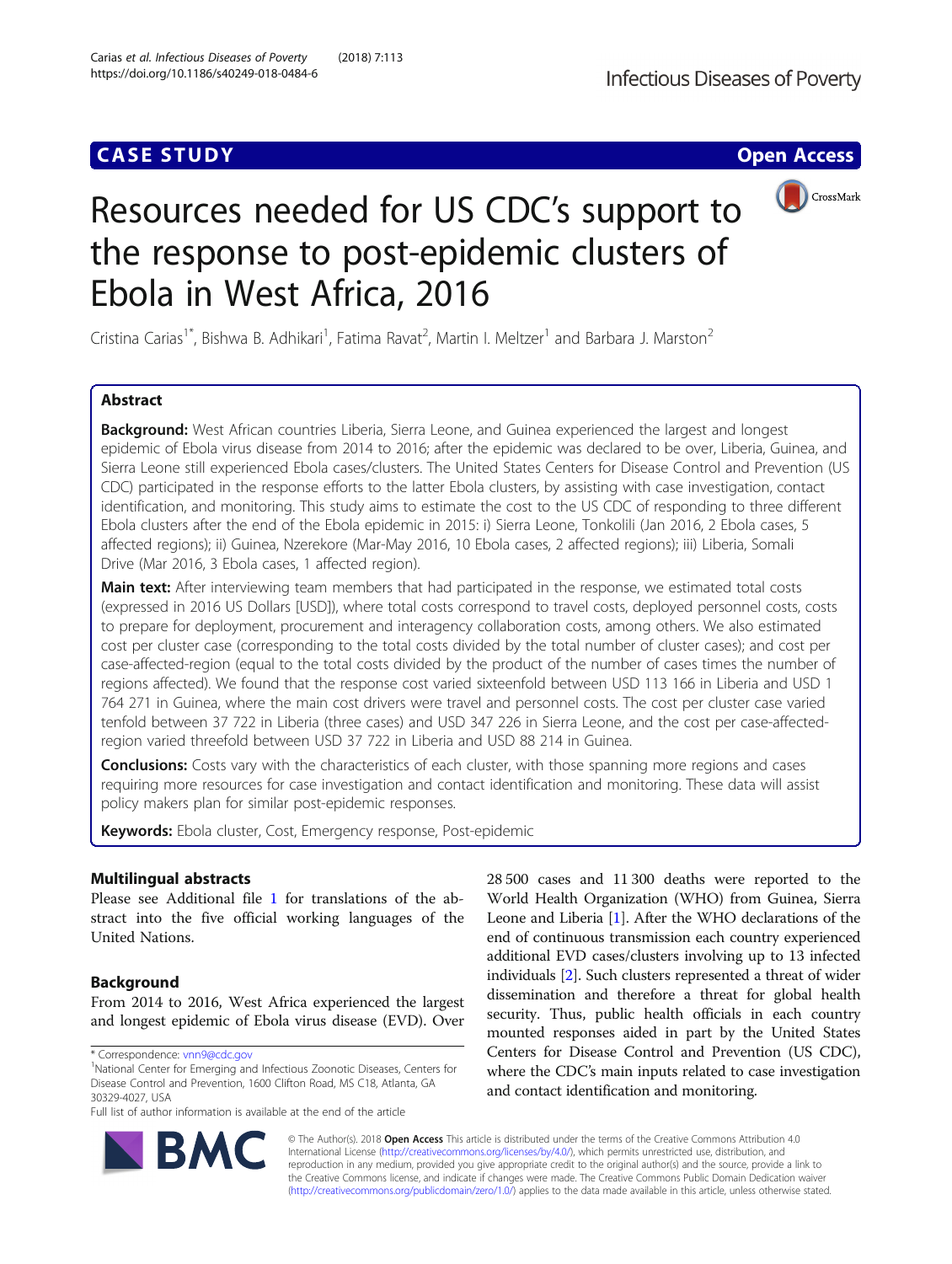CASE STUDY

Open Access

# Resources needed for US CDC's support to the response to post-epidemic clusters of Ebola in West Africa, 2016

Cristina Carias[1*], Bishwa B. Adhikari[1], Fatima Ravat[2], Martin I. Meltzer[1] and Barbara J. Marston[2]

## Abstract

**Background:** West African countries Liberia, Sierra Leone, and Guinea experienced the largest and longest epidemic of Ebola virus disease from 2014 to 2016; after the epidemic was declared to be over, Liberia, Guinea, and Sierra Leone still experienced Ebola cases/clusters. The United States Centers for Disease Control and Prevention (US CDC) participated in the response efforts to the latter Ebola clusters, by assisting with case investigation, contact identification, and monitoring. This study aims to estimate the cost to the US CDC of responding to three different Ebola clusters after the end of the Ebola epidemic in 2015: i) Sierra Leone, Tonkolili (Jan 2016, 2 Ebola cases, 5 affected regions); ii) Guinea, Nzerekore (Mar-May 2016, 10 Ebola cases, 2 affected regions); iii) Liberia, Somali Drive (Mar 2016, 3 Ebola cases, 1 affected region).

**Main text:** After interviewing team members that had participated in the response, we estimated total costs (expressed in 2016 US Dollars [USD]), where total costs correspond to travel costs, deployed personnel costs, costs to prepare for deployment, procurement and interagency collaboration costs, among others. We also estimated cost per cluster case (corresponding to the total costs divided by the total number of cluster cases); and cost per case-affected-region (equal to the total costs divided by the product of the number of cases times the number of regions affected). We found that the response cost varied sixteenfold between USD 113 166 in Liberia and USD 1 764 271 in Guinea, where the main cost drivers were travel and personnel costs. The cost per cluster case varied tenfold between 37 722 in Liberia (three cases) and USD 347 226 in Sierra Leone, and the cost per case-affected-region varied threefold between USD 37 722 in Liberia and USD 88 214 in Guinea.

**Conclusions:** Costs vary with the characteristics of each cluster, with those spanning more regions and cases requiring more resources for case investigation and contact identification and monitoring. These data will assist policy makers plan for similar post-epidemic responses.

**Keywords:** Ebola cluster, Cost, Emergency response, Post-epidemic

## Multilingual abstracts

Please see Additional file 1 for translations of the abstract into the five official working languages of the United Nations.

## Background

From 2014 to 2016, West Africa experienced the largest and longest epidemic of Ebola virus disease (EVD). Over 28 500 cases and 11 300 deaths were reported to the World Health Organization (WHO) from Guinea, Sierra Leone and Liberia [1]. After the WHO declarations of the end of continuous transmission each country experienced additional EVD cases/clusters involving up to 13 infected individuals [2]. Such clusters represented a threat of wider dissemination and therefore a threat for global health security. Thus, public health officials in each country mounted responses aided in part by the United States Centers for Disease Control and Prevention (US CDC), where the CDC's main inputs related to case investigation and contact identification and monitoring.

* Correspondence: vnn9@cdc.gov

[1]National Center for Emerging and Infectious Zoonotic Diseases, Centers for Disease Control and Prevention, 1600 Clifton Road, MS C18, Atlanta, GA 30329-4027, USA

Full list of author information is available at the end of the article

© The Author(s). 2018 **Open Access** This article is distributed under the terms of the Creative Commons Attribution 4.0 International License (http://creativecommons.org/licenses/by/4.0/), which permits unrestricted use, distribution, and reproduction in any medium, provided you give appropriate credit to the original author(s) and the source, provide a link to the Creative Commons license, and indicate if changes were made. The Creative Commons Public Domain Dedication waiver (http://creativecommons.org/publicdomain/zero/1.0/) applies to the data made available in this article, unless otherwise stated.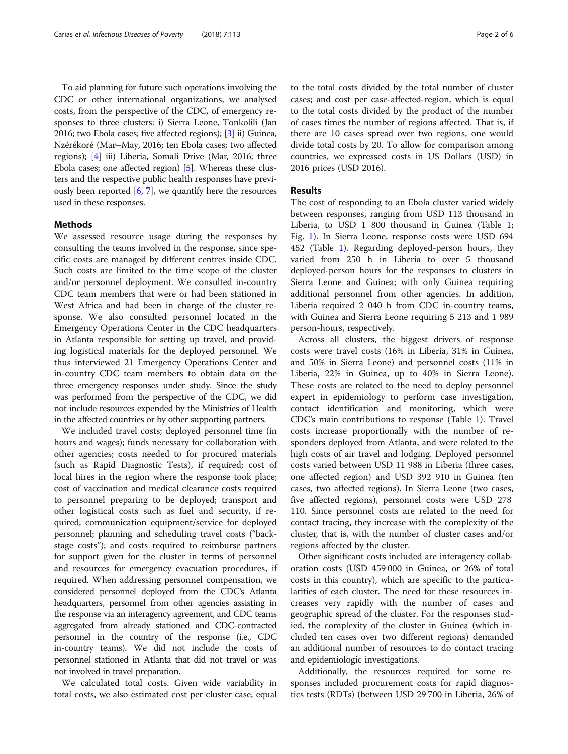To aid planning for future such operations involving the CDC or other international organizations, we analysed costs, from the perspective of the CDC, of emergency responses to three clusters: i) Sierra Leone, Tonkolili (Jan 2016; two Ebola cases; five affected regions); [3] ii) Guinea, Nzérékoré (Mar–May, 2016; ten Ebola cases; two affected regions); [4] iii) Liberia, Somali Drive (Mar, 2016; three Ebola cases; one affected region) [5]. Whereas these clusters and the respective public health responses have previously been reported [6, 7], we quantify here the resources used in these responses.

## Methods

We assessed resource usage during the responses by consulting the teams involved in the response, since specific costs are managed by different centres inside CDC. Such costs are limited to the time scope of the cluster and/or personnel deployment. We consulted in-country CDC team members that were or had been stationed in West Africa and had been in charge of the cluster response. We also consulted personnel located in the Emergency Operations Center in the CDC headquarters in Atlanta responsible for setting up travel, and providing logistical materials for the deployed personnel. We thus interviewed 21 Emergency Operations Center and in-country CDC team members to obtain data on the three emergency responses under study. Since the study was performed from the perspective of the CDC, we did not include resources expended by the Ministries of Health in the affected countries or by other supporting partners.

We included travel costs; deployed personnel time (in hours and wages); funds necessary for collaboration with other agencies; costs needed to for procured materials (such as Rapid Diagnostic Tests), if required; cost of local hires in the region where the response took place; cost of vaccination and medical clearance costs required to personnel preparing to be deployed; transport and other logistical costs such as fuel and security, if required; communication equipment/service for deployed personnel; planning and scheduling travel costs ("backstage costs"); and costs required to reimburse partners for support given for the cluster in terms of personnel and resources for emergency evacuation procedures, if required. When addressing personnel compensation, we considered personnel deployed from the CDC's Atlanta headquarters, personnel from other agencies assisting in the response via an interagency agreement, and CDC teams aggregated from already stationed and CDC-contracted personnel in the country of the response (i.e., CDC in-country teams). We did not include the costs of personnel stationed in Atlanta that did not travel or was not involved in travel preparation.

We calculated total costs. Given wide variability in total costs, we also estimated cost per cluster case, equal to the total costs divided by the total number of cluster cases; and cost per case-affected-region, which is equal to the total costs divided by the product of the number of cases times the number of regions affected. That is, if there are 10 cases spread over two regions, one would divide total costs by 20. To allow for comparison among countries, we expressed costs in US Dollars (USD) in 2016 prices (USD 2016).

## Results

The cost of responding to an Ebola cluster varied widely between responses, ranging from USD 113 thousand in Liberia, to USD 1 800 thousand in Guinea (Table 1; Fig. 1). In Sierra Leone, response costs were USD 694 452 (Table 1). Regarding deployed-person hours, they varied from 250 h in Liberia to over 5 thousand deployed-person hours for the responses to clusters in Sierra Leone and Guinea; with only Guinea requiring additional personnel from other agencies. In addition, Liberia required 2 040 h from CDC in-country teams, with Guinea and Sierra Leone requiring 5 213 and 1 989 person-hours, respectively.

Across all clusters, the biggest drivers of response costs were travel costs (16% in Liberia, 31% in Guinea, and 50% in Sierra Leone) and personnel costs (11% in Liberia, 22% in Guinea, up to 40% in Sierra Leone). These costs are related to the need to deploy personnel expert in epidemiology to perform case investigation, contact identification and monitoring, which were CDC's main contributions to response (Table 1). Travel costs increase proportionally with the number of responders deployed from Atlanta, and were related to the high costs of air travel and lodging. Deployed personnel costs varied between USD 11 988 in Liberia (three cases, one affected region) and USD 392 910 in Guinea (ten cases, two affected regions). In Sierra Leone (two cases, five affected regions), personnel costs were USD 278 110. Since personnel costs are related to the need for contact tracing, they increase with the complexity of the cluster, that is, with the number of cluster cases and/or regions affected by the cluster.

Other significant costs included are interagency collaboration costs (USD 459 000 in Guinea, or 26% of total costs in this country), which are specific to the particularities of each cluster. The need for these resources increases very rapidly with the number of cases and geographic spread of the cluster. For the responses studied, the complexity of the cluster in Guinea (which included ten cases over two different regions) demanded an additional number of resources to do contact tracing and epidemiologic investigations.

Additionally, the resources required for some responses included procurement costs for rapid diagnostics tests (RDTs) (between USD 29 700 in Liberia, 26% of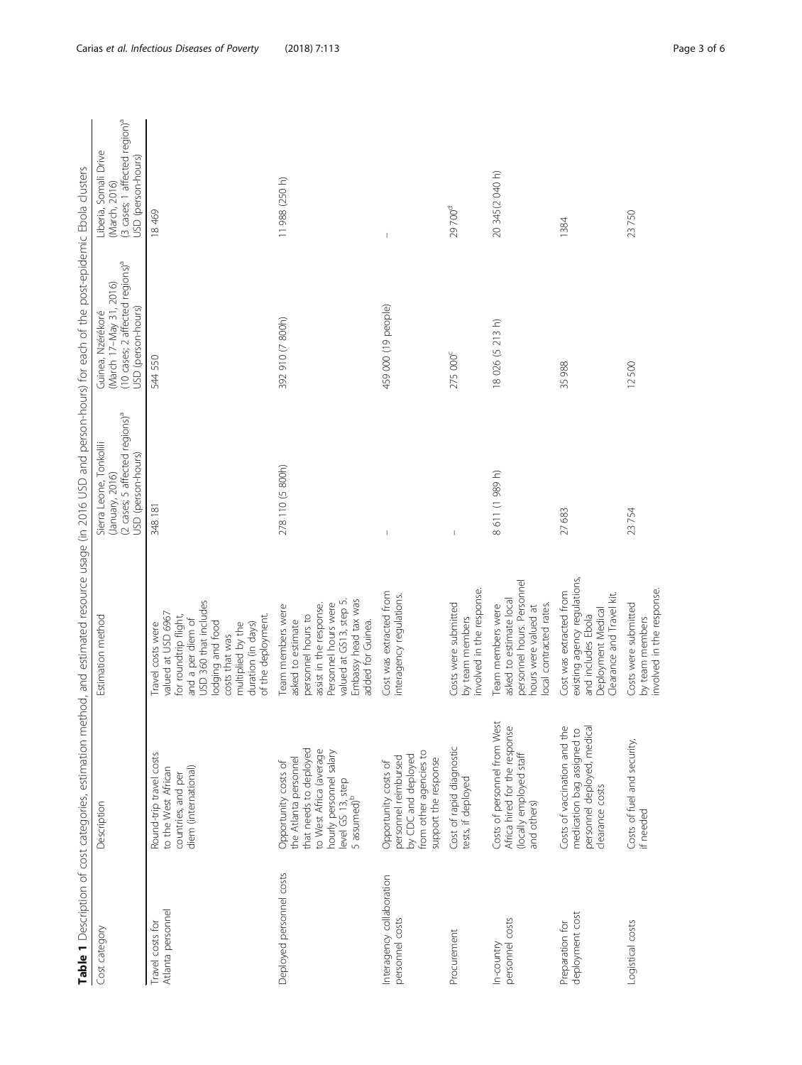**Table 1** Description of cost categories, estimation method, and estimated resource usage (in 2016 USD and person-hours) for each of the post-epidemic Ebola clusters

| Cost category | Description | Estimation method | Sierra Leone, Tonkolili (January, 2016) (2 cases; 5 affected regions)[a] USD (person-hours) | Guinea, Nzérékoré (March 17–May 31, 2016) (10 cases; 2 affected regions)[a] USD (person-hours) | Liberia, Somali Drive (March, 2016) (3 cases; 1 affected region)[a] USD (person-hours) |
|---|---|---|---|---|---|
| Travel costs for Atlanta personnel | Round-trip travel costs to the West African countries, and per diem (international) | Travel costs were valued at USD 6967 for roundtrip flight, and a per diem of USD 360 that includes lodging and food costs that was multiplied by the duration (in days) of the deployment. | 348 181 | 544 550 | 18 469 |
| Deployed personnel costs | Opportunity costs of the Atlanta personnel that needs to deployed to West Africa (average hourly personnel salary level GS 13, step 5 assumed)[b] | Team members were asked to estimate personnel hours to assist in the response. Personnel hours were valued at GS13, step 5. Embassy head tax was added for Guinea. | 278 110 (5 800h) | 392 910 (7 800h) | 11 988 (250 h) |
| Interagency collaboration personnel costs | Opportunity costs of personnel reimbursed by CDC and deployed from other agencies to support the response | Cost was extracted from interagency regulations. | – | 459 000 (19 people) | – |
| Procurement | Cost of rapid diagnostic tests, if deployed | Costs were submitted by team members involved in the response. | – | 275 000[c] | 29 700[d] |
| In-country personnel costs | Costs of personnel from West Africa hired for the response (locally employed staff and others) | Team members were asked to estimate local personnel hours. Personnel hours were valued at local contracted rates. | 8 611 (1 989 h) | 18 026 (5 213 h) | 20 345(2 040 h) |
| Preparation for deployment cost | Costs of vaccination and the medication bag assigned to personnel deployed, medical clearance costs | Cost was extracted from existing agency regulations, and includes Ebola Deployment Medical Clearance and Travel kit. | 27 683 | 35 988 | 1384 |
| Logistical costs | Costs of fuel and security, if needed | Costs were submitted by team members involved in the response. | 23 754 | 12 500 | 23 750 |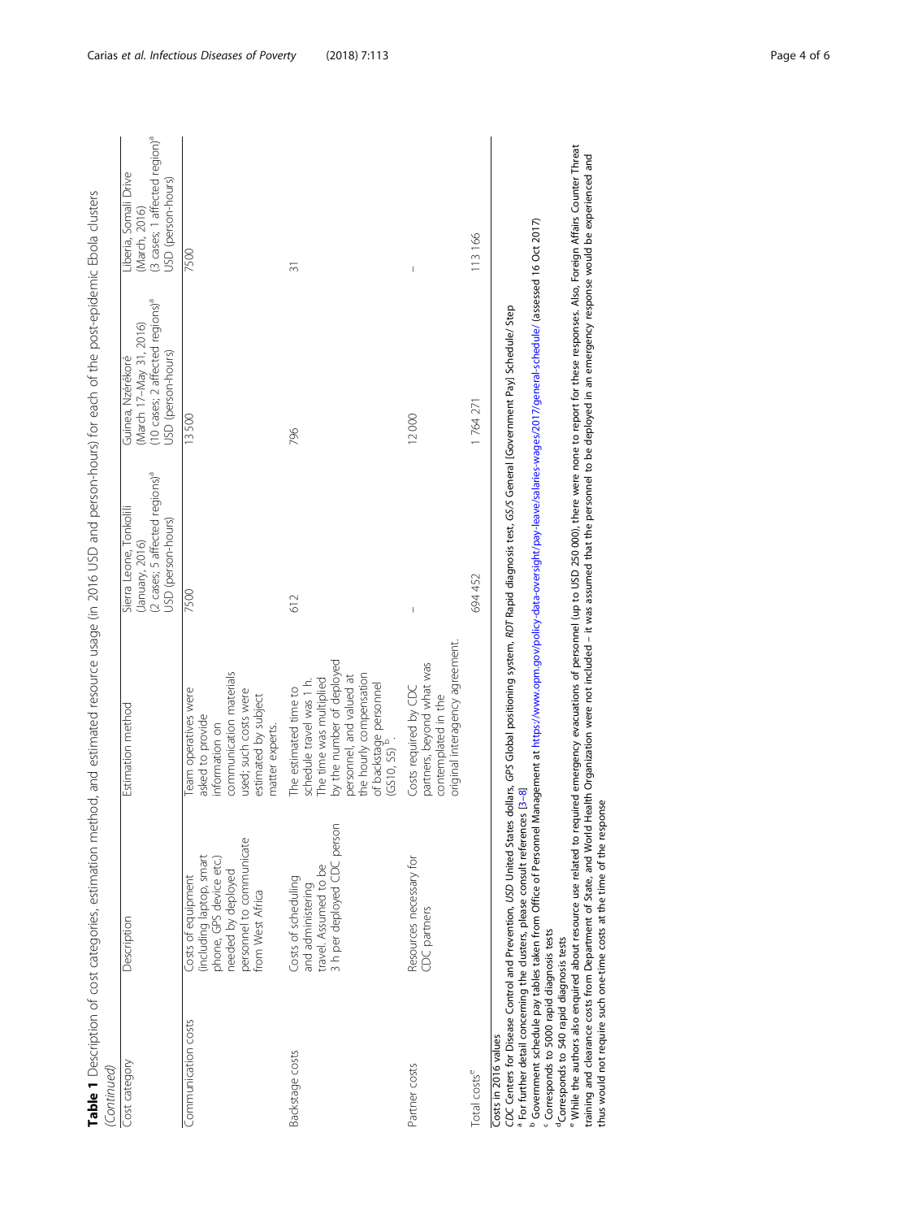**Table 1** Description of cost categories, estimation method, and estimated resource usage (in 2016 USD and person-hours) for each of the post-epidemic Ebola clusters (*Continued*)

| Cost category | Description | Estimation method | Sierra Leone, Tonkolili (January, 2016) (2 cases; 5 affected regions)[a] USD (person-hours) | Guinea, Nzérékoré (March 17–May 31, 2016) (10 cases; 2 affected regions)[a] USD (person-hours) | Liberia, Somali Drive (March, 2016) (3 cases; 1 affected region)[a] USD (person-hours) |
|---|---|---|---|---|---|
| Communication costs | Costs of equipment (including laptop, smart phone, GPS device etc.) needed by deployed personnel to communicate from West Africa | Team operatives were asked to provide information on communication materials used; such costs were estimated by subject matter experts. | 7500 | 13 500 | 7500 |
| Backstage costs | Costs of scheduling and administering travel. Assumed to be 3 h per deployed CDC person | The estimated time to schedule travel was 1 h. The time was multiplied by the number of deployed personnel, and valued at the hourly compensation of backstage personnel (GS10, S5)[b]. | 612 | 796 | 31 |
| Partner costs | Resources necessary for CDC partners | Costs required by CDC partners, beyond what was contemplated in the original interagency agreement. | – | 12 000 | – |
| Total costs[e] | | | 694 452 | 1 764 271 | 113 166 |

Costs in 2016 values

*CDC* Centers for Disease Control and Prevention, *USD* United States dollars, *GPS* Global positioning system, *RDT* Rapid diagnosis test, *GS/S* General [Government Pay] Schedule/ Step

[a] For further detail concerning the clusters, please consult references [3–8]

[b] Government schedule pay tables taken from Office of Personnel Management at https://www.opm.gov/policy-data-oversight/pay-leave/salaries-wages/2017/general-schedule/ (assessed 16 Oct 2017)

[c] Corresponds to 5000 rapid diagnosis tests

[d] Corresponds to 540 rapid diagnosis tests

[e] While the authors also enquired about resource use related to required emergency evacuations of personnel (up to USD 250 000), there were none to report for these responses. Also, Foreign Affairs Counter Threat training and clearance costs from Department of State, and World Health Organization were not included – it was assumed that the personnel to be deployed in an emergency response would be experienced and thus would not require such one-time costs at the time of the response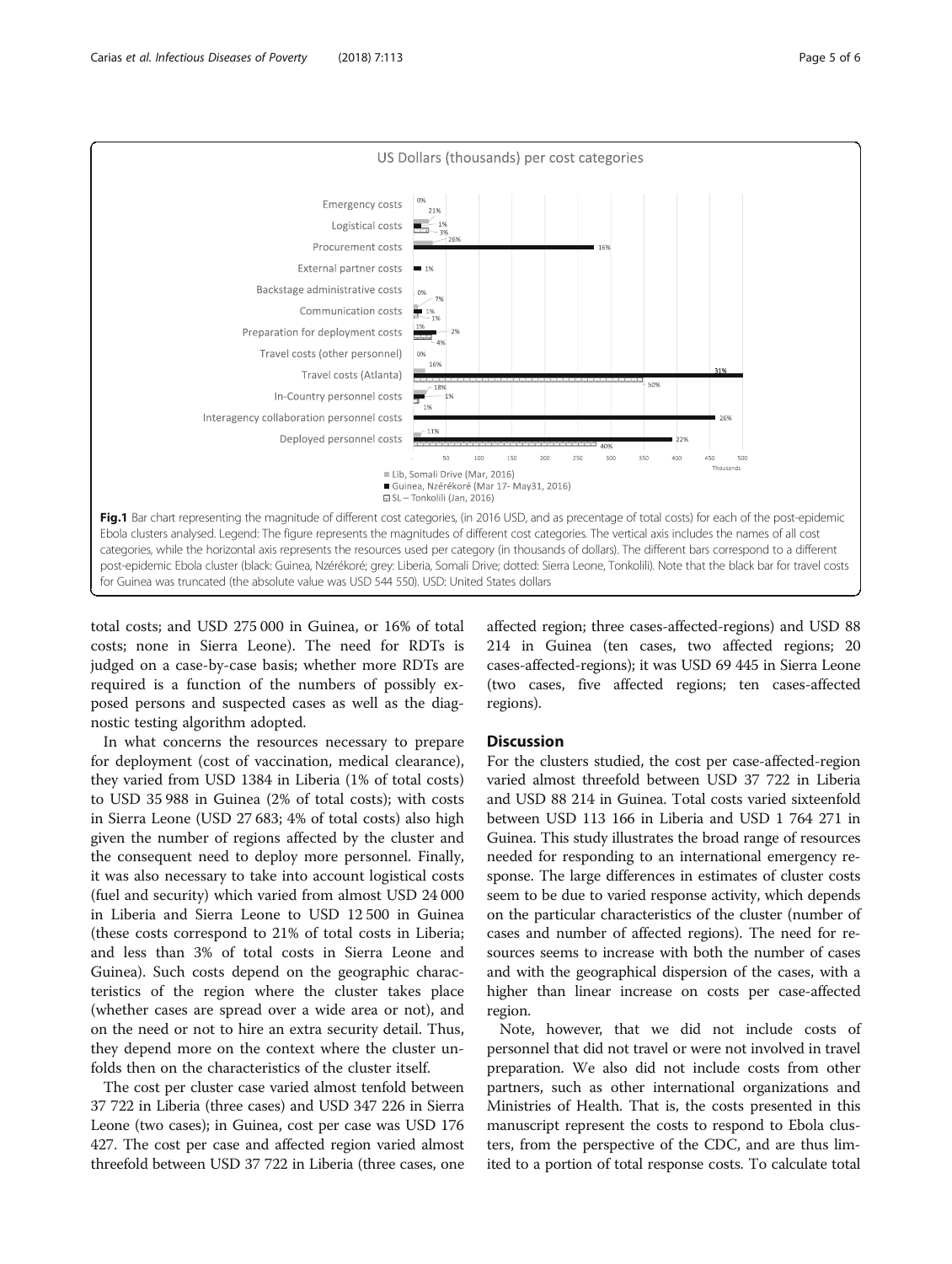Fig.1 Bar chart representing the magnitude of different cost categories, (in 2016 USD, and as precentage of total costs) for each of the post-epidemic Ebola clusters analysed. Legend: The figure represents the magnitudes of different cost categories. The vertical axis includes the names of all cost categories, while the horizontal axis represents the resources used per category (in thousands of dollars). The different bars correspond to a different post-epidemic Ebola cluster (black: Guinea, Nzérékoré; grey: Liberia, Somali Drive; dotted: Sierra Leone, Tonkolili). Note that the black bar for travel costs for Guinea was truncated (the absolute value was USD 544 550). USD: United States dollars

total costs; and USD 275 000 in Guinea, or 16% of total costs; none in Sierra Leone). The need for RDTs is judged on a case-by-case basis; whether more RDTs are required is a function of the numbers of possibly exposed persons and suspected cases as well as the diagnostic testing algorithm adopted.

In what concerns the resources necessary to prepare for deployment (cost of vaccination, medical clearance), they varied from USD 1384 in Liberia (1% of total costs) to USD 35 988 in Guinea (2% of total costs); with costs in Sierra Leone (USD 27 683; 4% of total costs) also high given the number of regions affected by the cluster and the consequent need to deploy more personnel. Finally, it was also necessary to take into account logistical costs (fuel and security) which varied from almost USD 24 000 in Liberia and Sierra Leone to USD 12 500 in Guinea (these costs correspond to 21% of total costs in Liberia; and less than 3% of total costs in Sierra Leone and Guinea). Such costs depend on the geographic characteristics of the region where the cluster takes place (whether cases are spread over a wide area or not), and on the need or not to hire an extra security detail. Thus, they depend more on the context where the cluster unfolds then on the characteristics of the cluster itself.

The cost per cluster case varied almost tenfold between 37 722 in Liberia (three cases) and USD 347 226 in Sierra Leone (two cases); in Guinea, cost per case was USD 176 427. The cost per case and affected region varied almost threefold between USD 37 722 in Liberia (three cases, one affected region; three cases-affected-regions) and USD 88 214 in Guinea (ten cases, two affected regions; 20 cases-affected-regions); it was USD 69 445 in Sierra Leone (two cases, five affected regions; ten cases-affected regions).

## Discussion

For the clusters studied, the cost per case-affected-region varied almost threefold between USD 37 722 in Liberia and USD 88 214 in Guinea. Total costs varied sixteenfold between USD 113 166 in Liberia and USD 1 764 271 in Guinea. This study illustrates the broad range of resources needed for responding to an international emergency response. The large differences in estimates of cluster costs seem to be due to varied response activity, which depends on the particular characteristics of the cluster (number of cases and number of affected regions). The need for resources seems to increase with both the number of cases and with the geographical dispersion of the cases, with a higher than linear increase on costs per case-affected region.

Note, however, that we did not include costs of personnel that did not travel or were not involved in travel preparation. We also did not include costs from other partners, such as other international organizations and Ministries of Health. That is, the costs presented in this manuscript represent the costs to respond to Ebola clusters, from the perspective of the CDC, and are thus limited to a portion of total response costs. To calculate total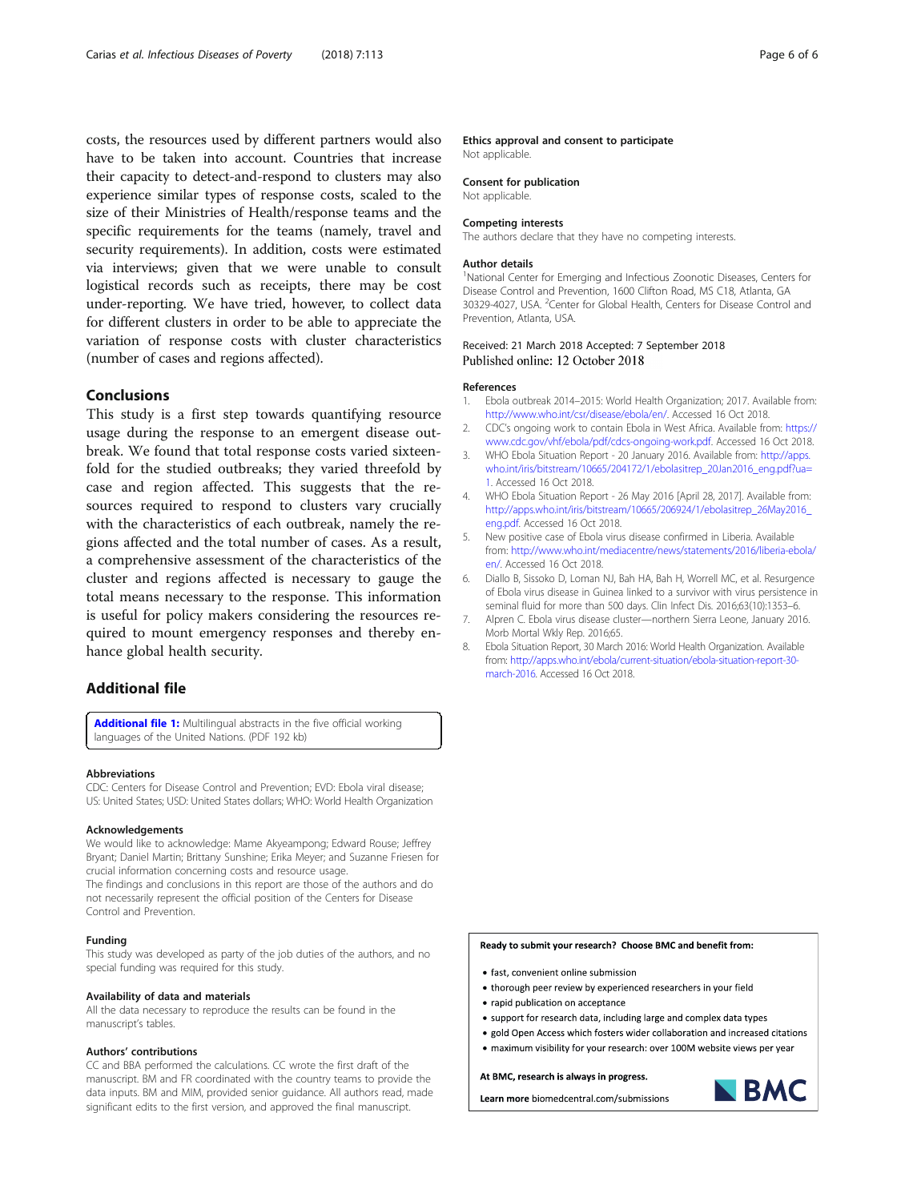costs, the resources used by different partners would also have to be taken into account. Countries that increase their capacity to detect-and-respond to clusters may also experience similar types of response costs, scaled to the size of their Ministries of Health/response teams and the specific requirements for the teams (namely, travel and security requirements). In addition, costs were estimated via interviews; given that we were unable to consult logistical records such as receipts, there may be cost under-reporting. We have tried, however, to collect data for different clusters in order to be able to appreciate the variation of response costs with cluster characteristics (number of cases and regions affected).

## Conclusions

This study is a first step towards quantifying resource usage during the response to an emergent disease outbreak. We found that total response costs varied sixteen-fold for the studied outbreaks; they varied threefold by case and region affected. This suggests that the resources required to respond to clusters vary crucially with the characteristics of each outbreak, namely the regions affected and the total number of cases. As a result, a comprehensive assessment of the characteristics of the cluster and regions affected is necessary to gauge the total means necessary to the response. This information is useful for policy makers considering the resources required to mount emergency responses and thereby enhance global health security.

## Additional file

**Additional file 1:** Multilingual abstracts in the five official working languages of the United Nations. (PDF 192 kb)

### Abbreviations

CDC: Centers for Disease Control and Prevention; EVD: Ebola viral disease; US: United States; USD: United States dollars; WHO: World Health Organization

### Acknowledgements

We would like to acknowledge: Mame Akyeampong; Edward Rouse; Jeffrey Bryant; Daniel Martin; Brittany Sunshine; Erika Meyer; and Suzanne Friesen for crucial information concerning costs and resource usage.

The findings and conclusions in this report are those of the authors and do not necessarily represent the official position of the Centers for Disease Control and Prevention.

### Funding

This study was developed as party of the job duties of the authors, and no special funding was required for this study.

### Availability of data and materials

All the data necessary to reproduce the results can be found in the manuscript's tables.

### Authors' contributions

CC and BBA performed the calculations. CC wrote the first draft of the manuscript. BM and FR coordinated with the country teams to provide the data inputs. BM and MIM, provided senior guidance. All authors read, made significant edits to the first version, and approved the final manuscript.

### Ethics approval and consent to participate

Not applicable.

### Consent for publication

Not applicable.

### Competing interests

The authors declare that they have no competing interests.

### Author details

[1]National Center for Emerging and Infectious Zoonotic Diseases, Centers for Disease Control and Prevention, 1600 Clifton Road, MS C18, Atlanta, GA 30329-4027, USA. [2]Center for Global Health, Centers for Disease Control and Prevention, Atlanta, USA.

Received: 21 March 2018 Accepted: 7 September 2018
Published online: 12 October 2018

### References

1. Ebola outbreak 2014–2015: World Health Organization; 2017. Available from: http://www.who.int/csr/disease/ebola/en/. Accessed 16 Oct 2018.
2. CDC's ongoing work to contain Ebola in West Africa. Available from: https://www.cdc.gov/vhf/ebola/pdf/cdcs-ongoing-work.pdf. Accessed 16 Oct 2018.
3. WHO Ebola Situation Report - 20 January 2016. Available from: http://apps.who.int/iris/bitstream/10665/204172/1/ebolasitrep_20Jan2016_eng.pdf?ua=1. Accessed 16 Oct 2018.
4. WHO Ebola Situation Report - 26 May 2016 [April 28, 2017]. Available from: http://apps.who.int/iris/bitstream/10665/206924/1/ebolasitrep_26May2016_eng.pdf. Accessed 16 Oct 2018.
5. New positive case of Ebola virus disease confirmed in Liberia. Available from: http://www.who.int/mediacentre/news/statements/2016/liberia-ebola/en/. Accessed 16 Oct 2018.
6. Diallo B, Sissoko D, Loman NJ, Bah HA, Bah H, Worrell MC, et al. Resurgence of Ebola virus disease in Guinea linked to a survivor with virus persistence in seminal fluid for more than 500 days. Clin Infect Dis. 2016;63(10):1353–6.
7. Alpren C. Ebola virus disease cluster—northern Sierra Leone, January 2016. Morb Mortal Wkly Rep. 2016;65.
8. Ebola Situation Report, 30 March 2016: World Health Organization. Available from: http://apps.who.int/ebola/current-situation/ebola-situation-report-30-march-2016. Accessed 16 Oct 2018.